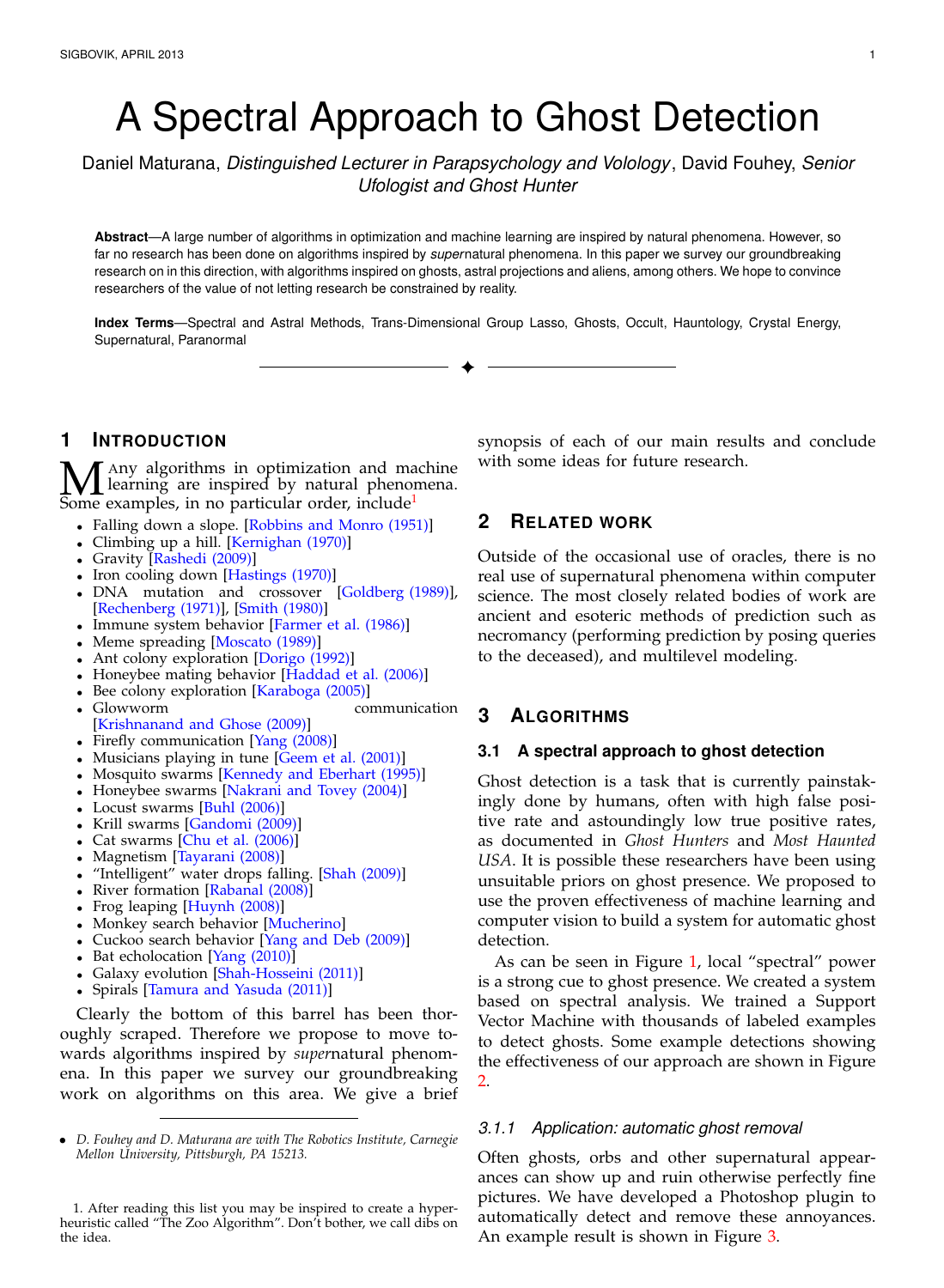# A Spectral Approach to Ghost Detection

Daniel Maturana, *Distinguished Lecturer in Parapsychology and Volology*, David Fouhey, *Senior Ufologist and Ghost Hunter*

**Abstract**—A large number of algorithms in optimization and machine learning are inspired by natural phenomena. However, so far no research has been done on algorithms inspired by *super*natural phenomena. In this paper we survey our groundbreaking research on in this direction, with algorithms inspired on ghosts, astral projections and aliens, among others. We hope to convince researchers of the value of not letting research be constrained by reality.

**Index Terms**—Spectral and Astral Methods, Trans-Dimensional Group Lasso, Ghosts, Occult, Hauntology, Crystal Energy, Supernatural, Paranormal

## 1 Introduction

Many algorithms in optimization and machine learning are inspired by natural phenomena. Some examples, in no particular order, include[1]

- Falling down a slope. [Robbins and Monro (1951)]
- Climbing up a hill. [Kernighan (1970)]
- Gravity [Rashedi (2009)]
- Iron cooling down [Hastings (1970)]
- DNA mutation and crossover [Goldberg (1989)], [Rechenberg (1971)], [Smith (1980)]
- Immune system behavior [Farmer et al. (1986)]
- Meme spreading [Moscato (1989)]
- Ant colony exploration [Dorigo (1992)]
- Honeybee mating behavior [Haddad et al. (2006)]
- Bee colony exploration [Karaboga (2005)]
- Glowworm communication [Krishnanand and Ghose (2009)]
- Firefly communication [Yang (2008)]
- Musicians playing in tune [Geem et al. (2001)]
- Mosquito swarms [Kennedy and Eberhart (1995)]
- Honeybee swarms [Nakrani and Tovey (2004)]
- Locust swarms [Buhl (2006)]
- Krill swarms [Gandomi (2009)]
- Cat swarms [Chu et al. (2006)]
- Magnetism [Tayarani (2008)]
- "Intelligent" water drops falling. [Shah (2009)]
- River formation [Rabanal (2008)]
- Frog leaping [Huynh (2008)]
- Monkey search behavior [Mucherino]
- Cuckoo search behavior [Yang and Deb (2009)]
- Bat echolocation [Yang (2010)]
- Galaxy evolution [Shah-Hosseini (2011)]
- Spirals [Tamura and Yasuda (2011)]

Clearly the bottom of this barrel has been thoroughly scraped. Therefore we propose to move towards algorithms inspired by *super*natural phenomena. In this paper we survey our groundbreaking work on algorithms on this area. We give a brief synopsis of each of our main results and conclude with some ideas for future research.

- *D. Fouhey and D. Maturana are with The Robotics Institute, Carnegie Mellon University, Pittsburgh, PA 15213.*

1. After reading this list you may be inspired to create a hyper-heuristic called "The Zoo Algorithm". Don't bother, we call dibs on the idea.

## 2 Related Work

Outside of the occasional use of oracles, there is no real use of supernatural phenomena within computer science. The most closely related bodies of work are ancient and esoteric methods of prediction such as necromancy (performing prediction by posing queries to the deceased), and multilevel modeling.

## 3 Algorithms

### 3.1 A spectral approach to ghost detection

Ghost detection is a task that is currently painstakingly done by humans, often with high false positive rate and astoundingly low true positive rates, as documented in *Ghost Hunters* and *Most Haunted USA*. It is possible these researchers have been using unsuitable priors on ghost presence. We proposed to use the proven effectiveness of machine learning and computer vision to build a system for automatic ghost detection.

As can be seen in Figure 1, local "spectral" power is a strong cue to ghost presence. We created a system based on spectral analysis. We trained a Support Vector Machine with thousands of labeled examples to detect ghosts. Some example detections showing the effectiveness of our approach are shown in Figure 2.

#### 3.1.1 Application: automatic ghost removal

Often ghosts, orbs and other supernatural appearances can show up and ruin otherwise perfectly fine pictures. We have developed a Photoshop plugin to automatically detect and remove these annoyances. An example result is shown in Figure 3.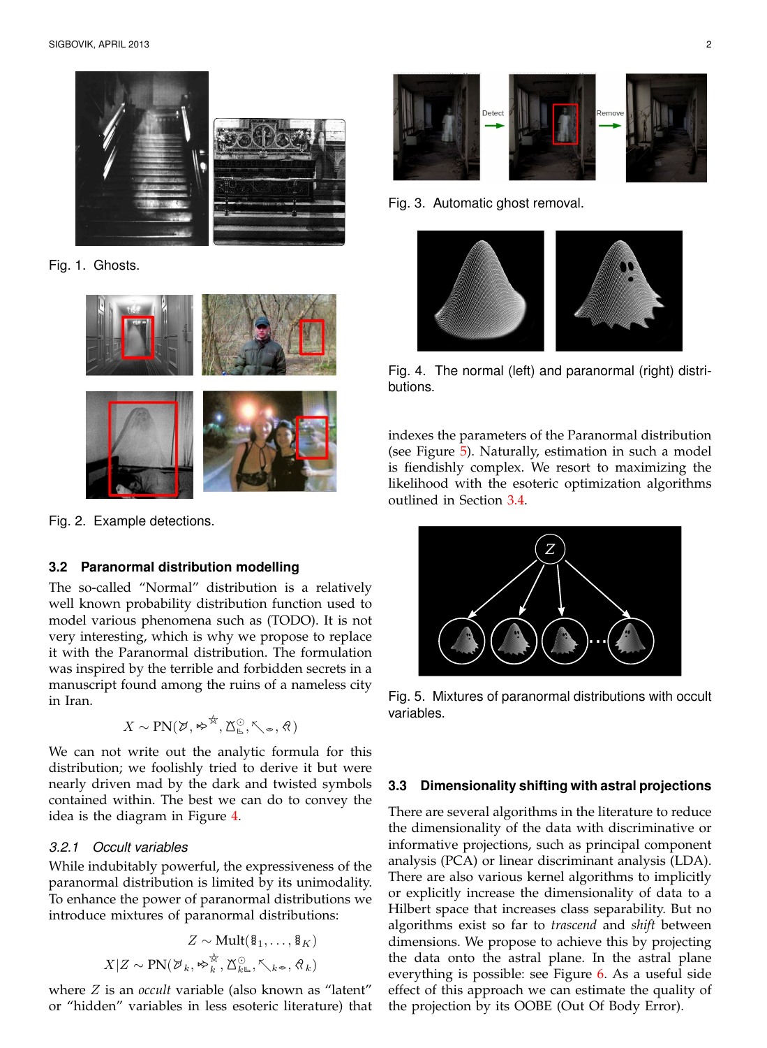Fig. 1. Ghosts.

Fig. 2. Example detections.

### 3.2 Paranormal distribution modelling

The so-called "Normal" distribution is a relatively well known probability distribution function used to model various phenomena such as (TODO). It is not very interesting, which is why we propose to replace it with the Paranormal distribution. The formulation was inspired by the terrible and forbidden secrets in a manuscript found among the ruins of a nameless city in Iran.

$$X \sim \mathrm{PN}(\text{♉}, \text{➾}^{☆}, \text{♉}^{\odot}_{\text{⊑}}, \nwarrow_{\circ}, \text{♌})$$

We can not write out the analytic formula for this distribution; we foolishly tried to derive it but were nearly driven mad by the dark and twisted symbols contained within. The best we can do to convey the idea is the diagram in Figure 4.

#### 3.2.1 Occult variables

While indubitably powerful, the expressiveness of the paranormal distribution is limited by its unimodality. To enhance the power of paranormal distributions we introduce mixtures of paranormal distributions:

$$Z \sim \mathrm{Mult}(\text{₰}_1, \ldots, \text{₰}_K)$$

$$X|Z \sim \mathrm{PN}(\text{♉}_k, \text{➾}^{☆}_k, \text{♉}^{\odot}_{k\text{⊑}}, \nwarrow_{k\circ}, \text{♌}_k)$$

where $Z$ is an *occult* variable (also known as "latent" or "hidden" variables in less esoteric literature) that indexes the parameters of the Paranormal distribution (see Figure 5). Naturally, estimation in such a model is fiendishly complex. We resort to maximizing the likelihood with the esoteric optimization algorithms outlined in Section 3.4.

Fig. 3. Automatic ghost removal.

Fig. 4. The normal (left) and paranormal (right) distributions.

Fig. 5. Mixtures of paranormal distributions with occult variables.

### 3.3 Dimensionality shifting with astral projections

There are several algorithms in the literature to reduce the dimensionality of the data with discriminative or informative projections, such as principal component analysis (PCA) or linear discriminant analysis (LDA). There are also various kernel algorithms to implicitly or explicitly increase the dimensionality of data to a Hilbert space that increases class separability. But no algorithms exist so far to *trascend* and *shift* between dimensions. We propose to achieve this by projecting the data onto the astral plane. In the astral plane everything is possible: see Figure 6. As a useful side effect of this approach we can estimate the quality of the projection by its OOBE (Out Of Body Error).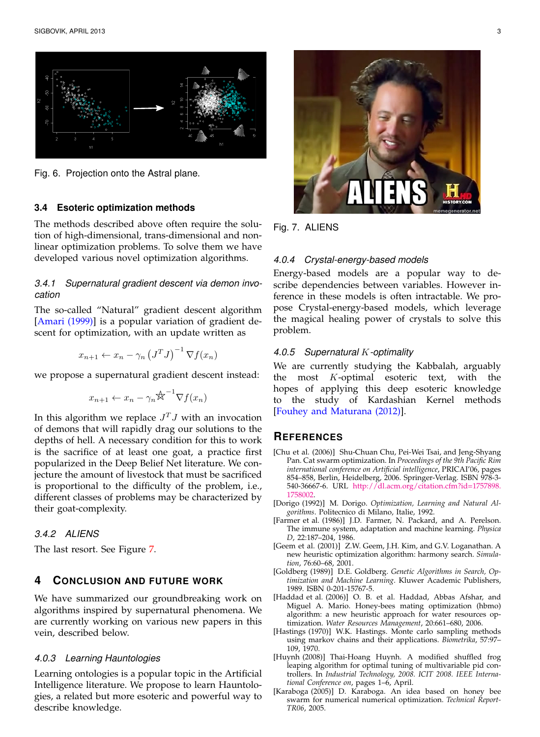Fig. 6. Projection onto the Astral plane.

### 3.4 Esoteric optimization methods

The methods described above often require the solution of high-dimensional, trans-dimensional and nonlinear optimization problems. To solve them we have developed various novel optimization algorithms.

#### 3.4.1 *Supernatural gradient descent via demon invocation*

The so-called "Natural" gradient descent algorithm [Amari (1999)] is a popular variation of gradient descent for optimization, with an update written as

$$x_{n+1} \leftarrow x_n - \gamma_n \left(J^T J\right)^{-1} \nabla f(x_n)$$

we propose a supernatural gradient descent instead:

$$x_{n+1} \leftarrow x_n - \gamma_n \star^{-1} \nabla f(x_n)$$

In this algorithm we replace $J^T J$ with an invocation of demons that will rapidly drag our solutions to the depths of hell. A necessary condition for this to work is the sacrifice of at least one goat, a practice first popularized in the Deep Belief Net literature. We conjecture the amount of livestock that must be sacrificed is proportional to the difficulty of the problem, i.e., different classes of problems may be characterized by their goat-complexity.

#### 3.4.2 *ALIENS*

The last resort. See Figure 7.

## 4 Conclusion and Future Work

We have summarized our groundbreaking work on algorithms inspired by supernatural phenomena. We are currently working on various new papers in this vein, described below.

#### 4.0.3 *Learning Hauntologies*

Learning ontologies is a popular topic in the Artificial Intelligence literature. We propose to learn Hauntologies, a related but more esoteric and powerful way to describe knowledge.

Fig. 7. ALIENS

#### 4.0.4 *Crystal-energy-based models*

Energy-based models are a popular way to describe dependencies between variables. However inference in these models is often intractable. We propose Crystal-energy-based models, which leverage the magical healing power of crystals to solve this problem.

#### 4.0.5 *Supernatural $K$-optimality*

We are currently studying the Kabbalah, arguably the most $K$-optimal esoteric text, with the hopes of applying this deep esoteric knowledge to the study of Kardashian Kernel methods [Fouhey and Maturana (2012)].

## References

[Chu et al. (2006)] Shu-Chuan Chu, Pei-Wei Tsai, and Jeng-Shyang Pan. Cat swarm optimization. In *Proceedings of the 9th Pacific Rim international conference on Artificial intelligence*, PRICAI'06, pages 854–858, Berlin, Heidelberg, 2006. Springer-Verlag. ISBN 978-3-540-36667-6. URL http://dl.acm.org/citation.cfm?id=1757898.1758002.

[Dorigo (1992)] M. Dorigo. *Optimization, Learning and Natural Algorithms*. Politecnico di Milano, Italie, 1992.

[Farmer et al. (1986)] J.D. Farmer, N. Packard, and A. Perelson. The immune system, adaptation and machine learning. *Physica D*, 22:187–204, 1986.

[Geem et al. (2001)] Z.W. Geem, J.H. Kim, and G.V. Loganathan. A new heuristic optimization algorithm: harmony search. *Simulation*, 76:60–68, 2001.

[Goldberg (1989)] D.E. Goldberg. *Genetic Algorithms in Search, Optimization and Machine Learning*. Kluwer Academic Publishers, 1989. ISBN 0-201-15767-5.

[Haddad et al. (2006)] O. B. et al. Haddad, Abbas Afshar, and Miguel A. Mario. Honey-bees mating optimization (hbmo) algorithm: a new heuristic approach for water resources optimization. *Water Resources Management*, 20:661–680, 2006.

[Hastings (1970)] W.K. Hastings. Monte carlo sampling methods using markov chains and their applications. *Biometrika*, 57:97–109, 1970.

[Huynh (2008)] Thai-Hoang Huynh. A modified shuffled frog leaping algorithm for optimal tuning of multivariable pid controllers. In *Industrial Technology, 2008. ICIT 2008. IEEE International Conference on*, pages 1–6, April.

[Karaboga (2005)] D. Karaboga. An idea based on honey bee swarm for numerical numerical optimization. *Technical Report-TR06*, 2005.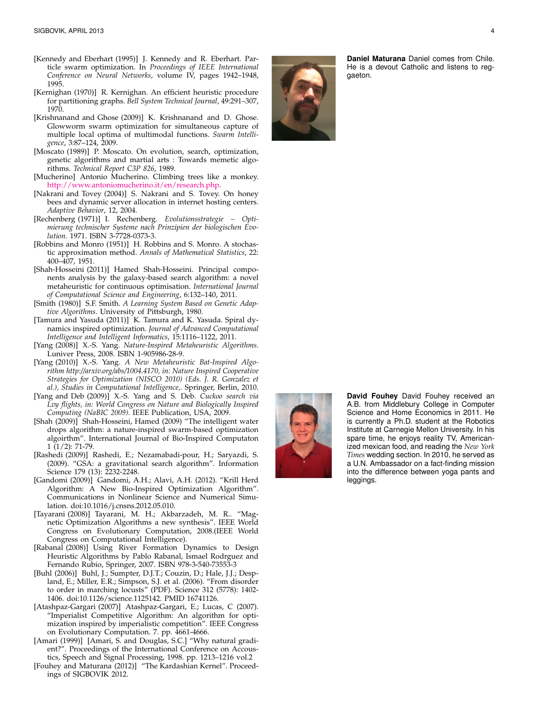[Kennedy and Eberhart (1995)] J. Kennedy and R. Eberhart. Particle swarm optimization. In *Proceedings of IEEE International Conference on Neural Networks*, volume IV, pages 1942–1948, 1995.

[Kernighan (1970)] R. Kernighan. An efficient heuristic procedure for partitioning graphs. *Bell System Technical Journal*, 49:291–307, 1970.

[Krishnanand and Ghose (2009)] K. Krishnanand and D. Ghose. Glowworm swarm optimization for simultaneous capture of multiple local optima of multimodal functions. *Swarm Intelligence*, 3:87–124, 2009.

[Moscato (1989)] P. Moscato. On evolution, search, optimization, genetic algorithms and martial arts : Towards memetic algorithms. *Technical Report C3P 826*, 1989.

[Mucherino] Antonio Mucherino. Climbing trees like a monkey. http://www.antoniomucherino.it/en/research.php.

[Nakrani and Tovey (2004)] S. Nakrani and S. Tovey. On honey bees and dynamic server allocation in internet hosting centers. *Adaptive Behavior*, 12, 2004.

[Rechenberg (1971)] I. Rechenberg. *Evolutionsstrategie – Optimierung technischer Systeme nach Prinzipien der biologischen Evolution*. 1971. ISBN 3-7728-0373-3.

[Robbins and Monro (1951)] H. Robbins and S. Monro. A stochastic approximation method. *Annals of Mathematical Statistics*, 22: 400–407, 1951.

[Shah-Hosseini (2011)] Hamed Shah-Hosseini. Principal components analysis by the galaxy-based search algorithm: a novel metaheuristic for continuous optimisation. *International Journal of Computational Science and Engineering*, 6:132–140, 2011.

[Smith (1980)] S.F. Smith. *A Learning System Based on Genetic Adaptive Algorithms*. University of Pittsburgh, 1980.

[Tamura and Yasuda (2011)] K. Tamura and K. Yasuda. Spiral dynamics inspired optimization. *Journal of Advanced Computational Intelligence and Intelligent Informatics*, 15:1116–1122, 2011.

[Yang (2008)] X.-S. Yang. *Nature-Inspired Metaheuristic Algorithms*. Luniver Press, 2008. ISBN 1-905986-28-9.

[Yang (2010)] X.-S. Yang. *A New Metaheuristic Bat-Inspired Algorithm http://arxiv.org/abs/1004.4170, in: Nature Inspired Cooperative Strategies for Optimization (NISCO 2010) (Eds. J. R. Gonzalez et al.), Studies in Computational Intelligence,*. Springer, Berlin, 2010.

[Yang and Deb (2009)] X.-S. Yang and S. Deb. *Cuckoo search via Lvy flights, in: World Congress on Nature and Biologically Inspired Computing (NaBIC 2009)*. IEEE Publication, USA, 2009.

[Shah (2009)] Shah-Hosseini, Hamed (2009) "The intelligent water drops algorithm: a nature-inspired swarm-based optimization algoirthm". International Journal of Bio-Inspired Computaton 1 (1/2): 71-79.

[Rashedi (2009)] Rashedi, E.; Nezamabadi-pour, H.; Saryazdi, S. (2009). "GSA: a gravitational search algorithm". Information Science 179 (13): 2232-2248.

[Gandomi (2009)] Gandomi, A.H.; Alavi, A.H. (2012). "Krill Herd Algorithm: A New Bio-Inspired Optimization Algorithm". Communications in Nonlinear Science and Numerical Simulation. doi:10.1016/j.cnsns.2012.05.010.

[Tayarani (2008)] Tayarani, M. H.; Akbarzadeh, M. R.. "Magnetic Optimization Algorithms a new synthesis". IEEE World Congress on Evolutionary Computation, 2008.(IEEE World Congress on Computational Intelligence).

[Rabanal (2008)] Using River Formation Dynamics to Design Heuristic Algorithms by Pablo Rabanal, Ismael Rodrguez and Fernando Rubio, Springer, 2007. ISBN 978-3-540-73553-3

[Buhl (2006)] Buhl, J.; Sumpter, D.J.T.; Couzin, D.; Hale, J.J.; Despland, E.; Miller, E.R.; Simpson, S.J. et al. (2006). "From disorder to order in marching locusts" (PDF). Science 312 (5778): 1402-1406. doi:10.1126/science.1125142. PMID 16741126.

[Atashpaz-Gargari (2007)] Atashpaz-Gargari, E.; Lucas, C (2007). "Imperialist Competitive Algorithm: An algorithm for optimization inspired by imperialistic competition". IEEE Congress on Evolutionary Computation. 7. pp. 4661-4666.

[Amari (1999)] [Amari, S. and Douglas, S.C.] "Why natural gradient?". Proceedings of the International Conference on Accoustics, Speech and Signal Processing, 1998. pp. 1213–1216 vol.2

[Fouhey and Maturana (2012)] "The Kardashian Kernel". Proceedings of SIGBOVIK 2012.

**Daniel Maturana** Daniel comes from Chile. He is a devout Catholic and listens to reggaeton.

**David Fouhey** David Fouhey received an A.B. from Middlebury College in Computer Science and Home Economics in 2011. He is currently a Ph.D. student at the Robotics Institute at Carnegie Mellon University. In his spare time, he enjoys reality TV, Americanized mexican food, and reading the *New York Times* wedding section. In 2010, he served as a U.N. Ambassador on a fact-finding mission into the difference between yoga pants and leggings.